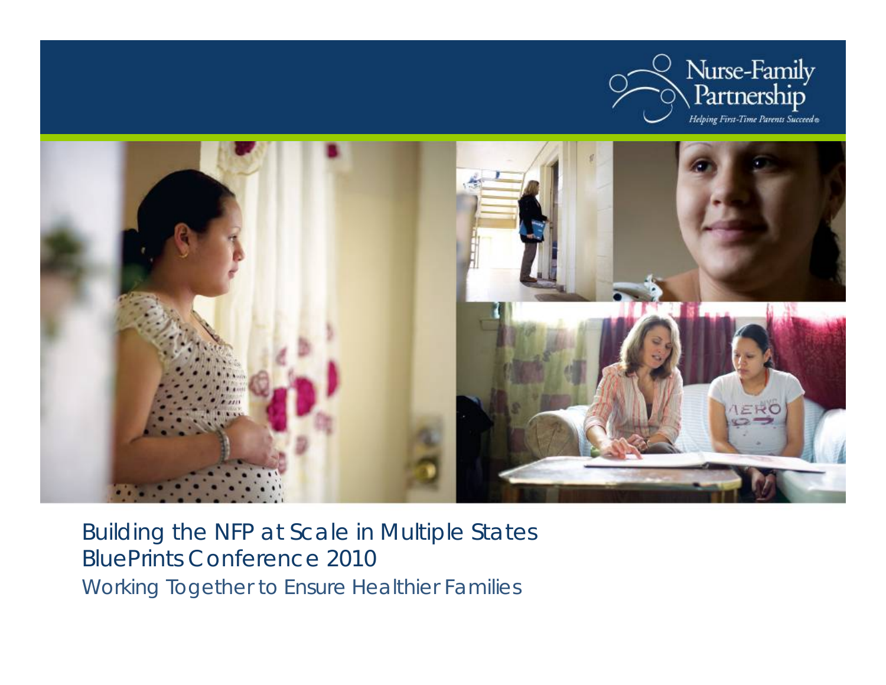Nurse-Family Partnership

*Helping First-Time Parents Succeed®*

# Building the NFP at Scale in Multiple States

## BluePrints Conference 2010

Working Together to Ensure Healthier Families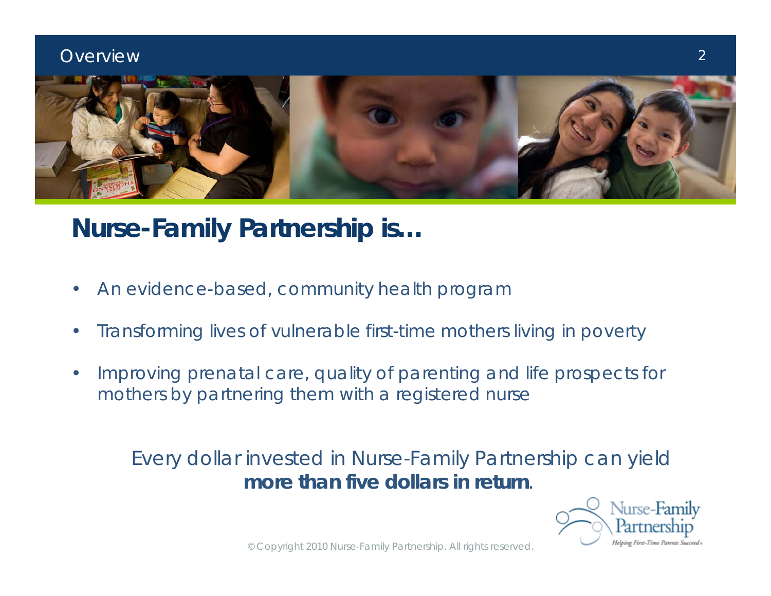Overview

## Nurse-Family Partnership is…

- An evidence-based, community health program
- Transforming lives of vulnerable first-time mothers living in poverty
- Improving prenatal care, quality of parenting and life prospects for mothers by partnering them with a registered nurse

Every dollar invested in Nurse-Family Partnership can yield **more than five dollars in return**.

© Copyright 2010 Nurse-Family Partnership. All rights reserved.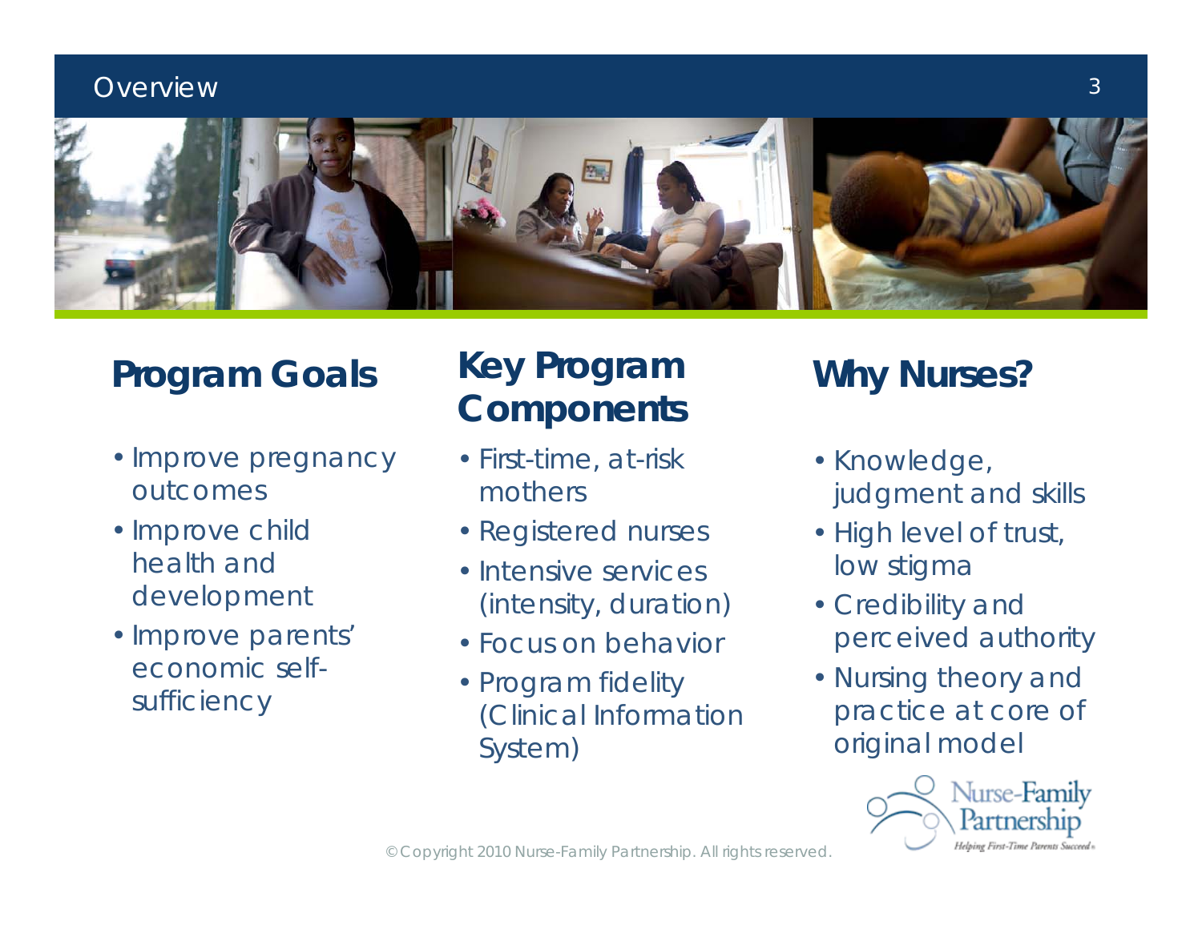# Overview

## Program Goals

- Improve pregnancy outcomes
- Improve child health and development
- Improve parents' economic self-sufficiency

## Key Program Components

- First-time, at-risk mothers
- Registered nurses
- Intensive services (intensity, duration)
- Focus on behavior
- Program fidelity (Clinical Information System)

## Why Nurses?

- Knowledge, judgment and skills
- High level of trust, low stigma
- Credibility and perceived authority
- Nursing theory and practice at core of original model

Nurse-Family Partnership
*Helping First-Time Parents Succeed*

© Copyright 2010 Nurse-Family Partnership. All rights reserved.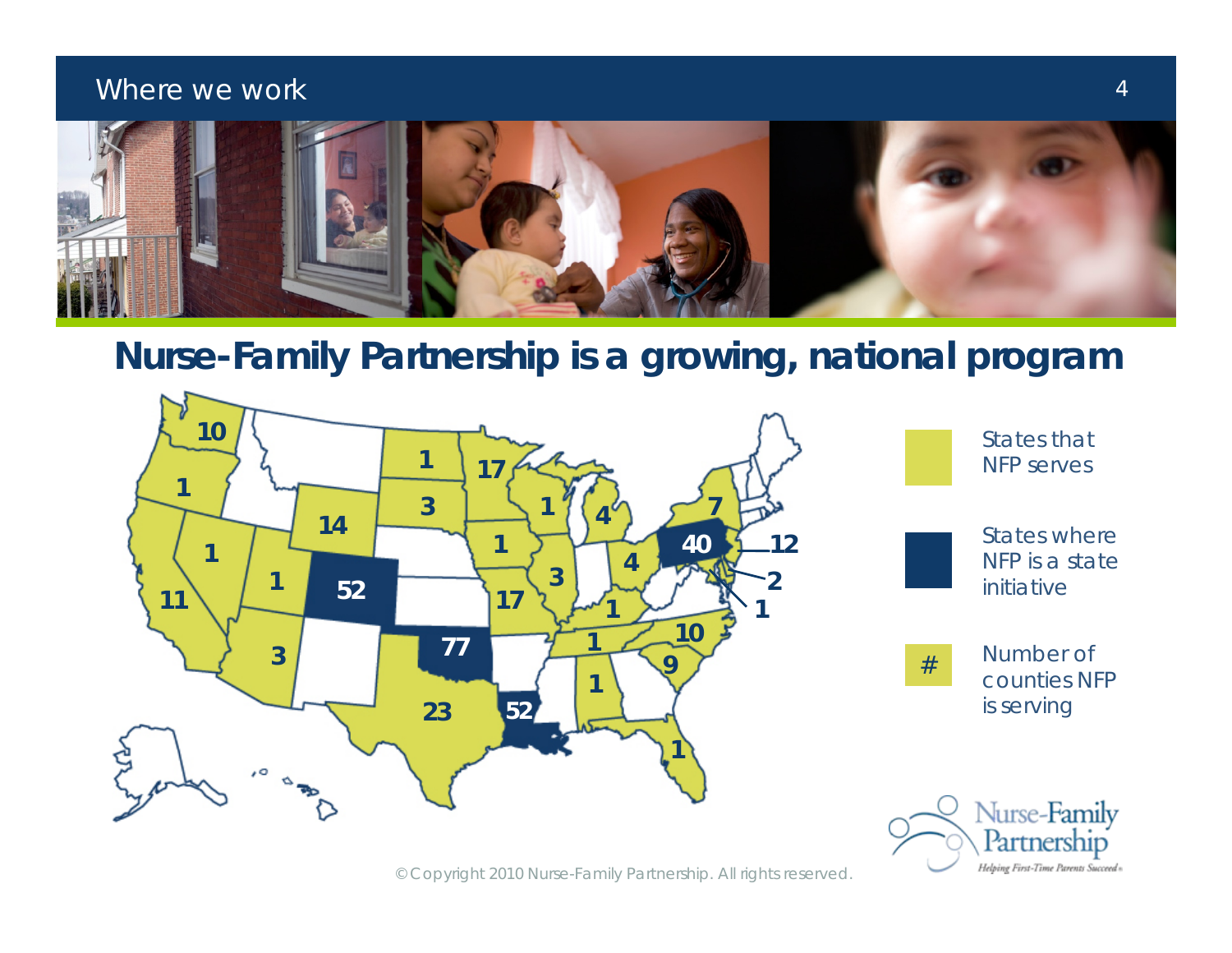## Where we work

# Nurse-Family Partnership is a growing, national program

| State | Number of counties NFP is serving | Status |
|---|---|---|
| Washington | 10 | States that NFP serves |
| Oregon | 1 | States that NFP serves |
| California | 11 | States that NFP serves |
| Nevada | 1 | States that NFP serves |
| Utah | 1 | States that NFP serves |
| Arizona | 3 | States that NFP serves |
| Wyoming | 14 | States that NFP serves |
| Colorado | 52 | States where NFP is a state initiative |
| North Dakota | 1 | States that NFP serves |
| South Dakota | 3 | States that NFP serves |
| Oklahoma | 77 | States where NFP is a state initiative |
| Texas | 23 | States that NFP serves |
| Minnesota | 17 | States that NFP serves |
| Iowa | 1 | States that NFP serves |
| Missouri | 17 | States that NFP serves |
| Louisiana | 52 | States where NFP is a state initiative |
| Wisconsin | 1 | States that NFP serves |
| Illinois | 3 | States that NFP serves |
| Michigan | 4 | States that NFP serves |
| Ohio | 4 | States that NFP serves |
| Kentucky | 1 | States that NFP serves |
| Tennessee | 1 | States that NFP serves |
| Alabama | 1 | States that NFP serves |
| Florida | 1 | States that NFP serves |
| North Carolina | 10 | States that NFP serves |
| South Carolina | 9 | States that NFP serves |
| Pennsylvania | 40 | States where NFP is a state initiative |
| New York | 7 | States that NFP serves |
| New Jersey | 12 | States that NFP serves |
| Delaware | 2 | States that NFP serves |
| Maryland | 1 | States that NFP serves |

Legend:
- States that NFP serves
- States where NFP is a state initiative
- # Number of counties NFP is serving

© Copyright 2010 Nurse-Family Partnership. All rights reserved.

Nurse-Family Partnership
*Helping First-Time Parents Succeed*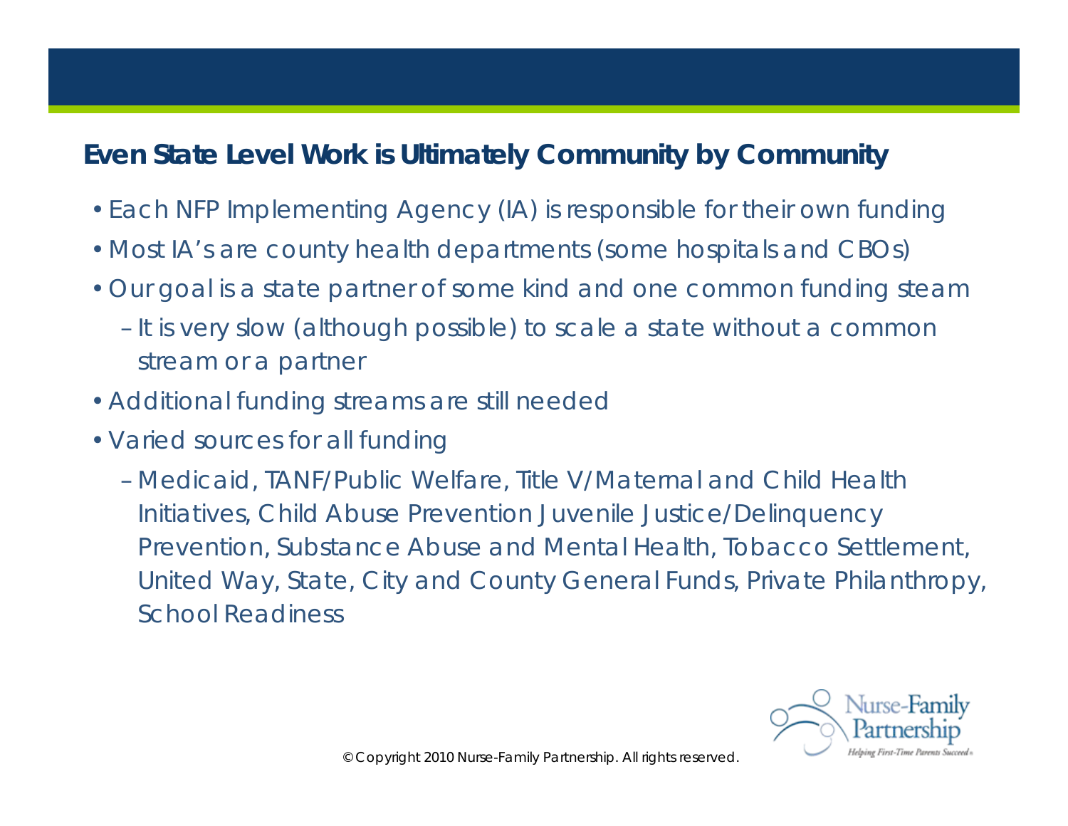## Even State Level Work is Ultimately Community by Community

- Each NFP Implementing Agency (IA) is responsible for their own funding
- Most IA's are county health departments (some hospitals and CBOs)
- Our goal is a state partner of some kind and one common funding steam
  - It is very slow (although possible) to scale a state without a common stream or a partner
- Additional funding streams are still needed
- Varied sources for all funding
  - Medicaid, TANF/Public Welfare, Title V/Maternal and Child Health Initiatives, Child Abuse Prevention Juvenile Justice/Delinquency Prevention, Substance Abuse and Mental Health, Tobacco Settlement, United Way, State, City and County General Funds, Private Philanthropy, School Readiness

© Copyright 2010 Nurse-Family Partnership. All rights reserved.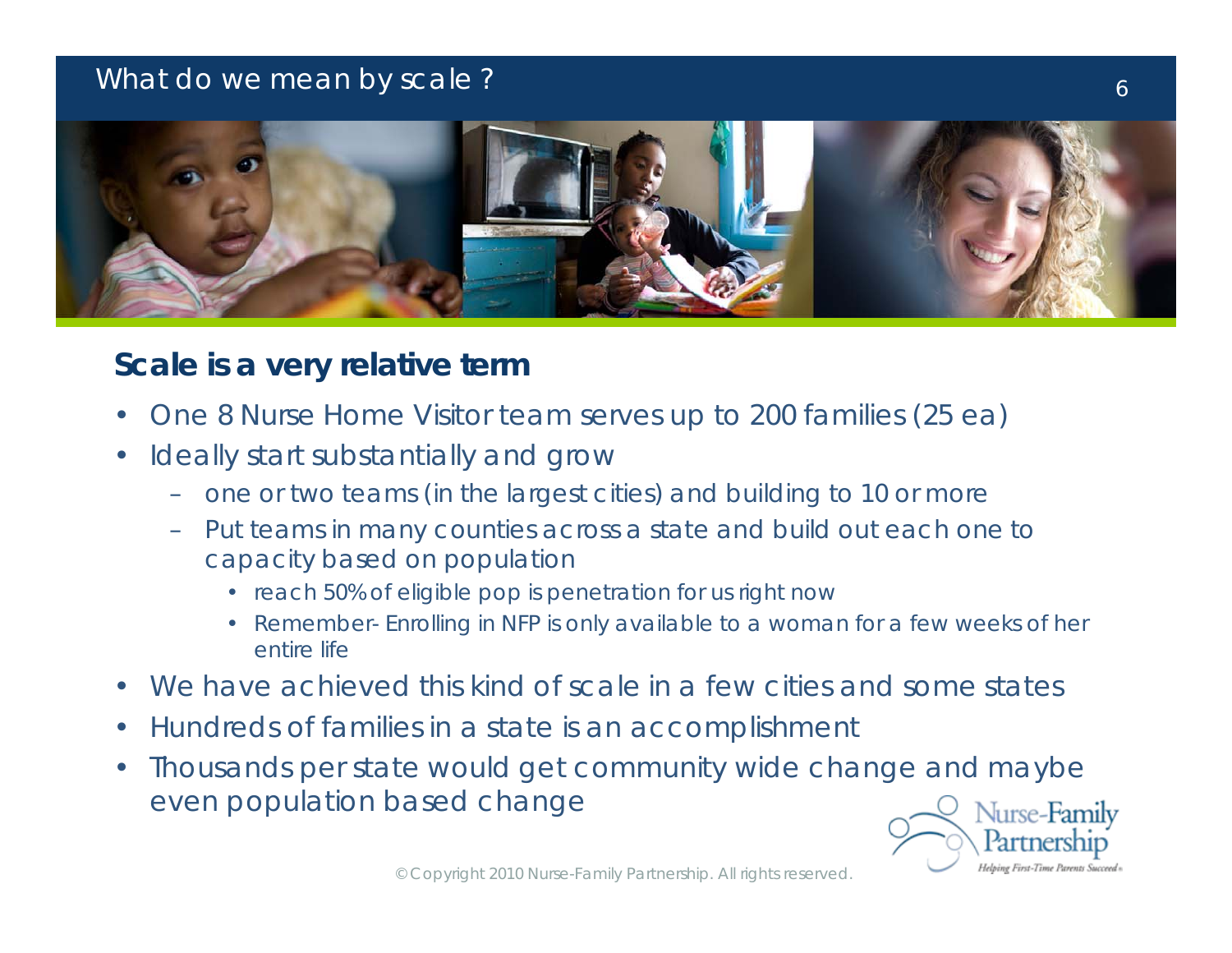## What do we mean by scale ?

### Scale is a very relative term

- One 8 Nurse Home Visitor team serves up to 200 families (25 ea)
- Ideally start substantially and grow
  - one or two teams (in the largest cities) and building to 10 or more
  - Put teams in many counties across a state and build out each one to capacity based on population
    - reach 50% of eligible pop is penetration for us right now
    - Remember- Enrolling in NFP is only available to a woman for a few weeks of her entire life
- We have achieved this kind of scale in a few cities and some states
- Hundreds of families in a state is an accomplishment
- Thousands per state would get community wide change and maybe even population based change

© Copyright 2010 Nurse-Family Partnership. All rights reserved.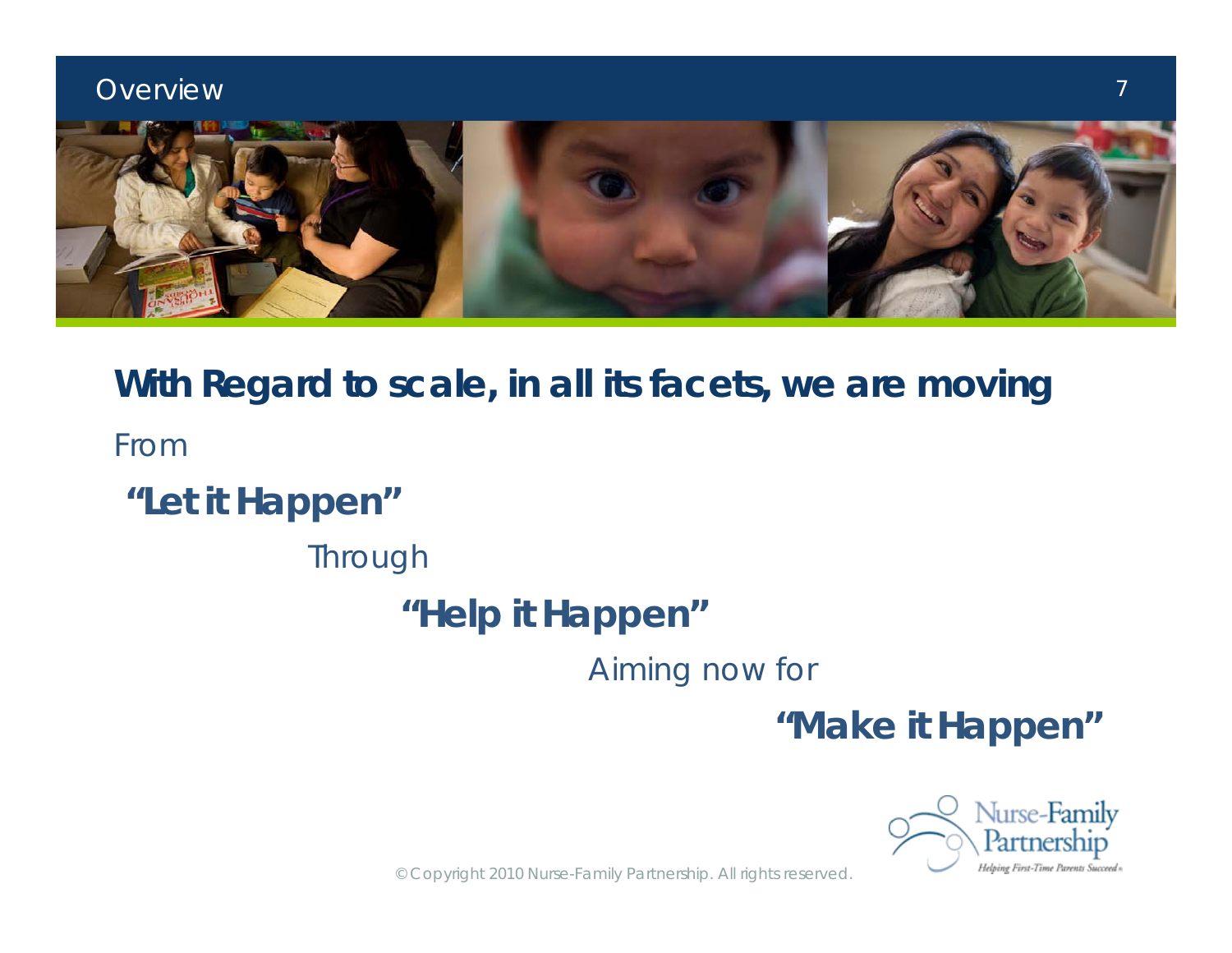## Overview

**With Regard to scale, in all its facets, we are moving**

From

**"Let it Happen"**

Through

**"Help it Happen"**

Aiming now for

**"Make it Happen"**

© Copyright 2010 Nurse-Family Partnership. All rights reserved.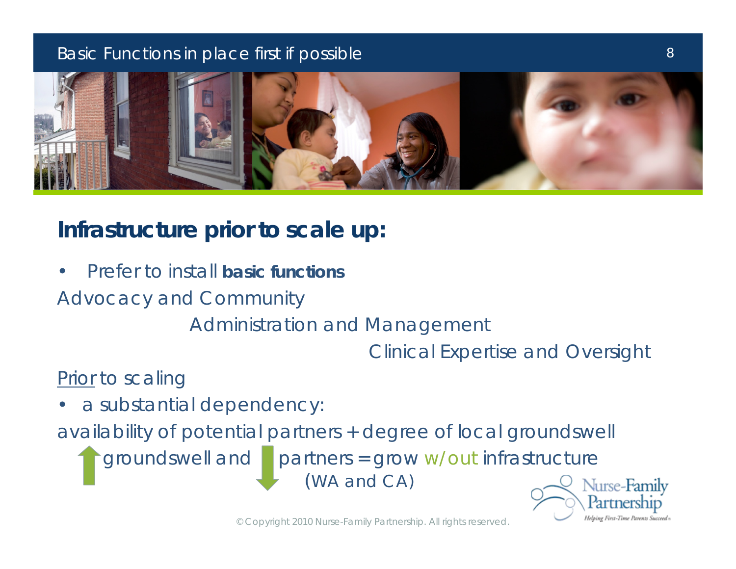# Basic Functions in place first if possible

## Infrastructure prior to scale up:

- Prefer to install **basic functions**

Advocacy and Community

Administration and Management

Clinical Expertise and Oversight

<u>Prior</u> to scaling

- a substantial dependency:

availability of potential partners + degree of local groundswell

↑ groundswell and ↓ partners = grow w/out infrastructure (WA and CA)

© Copyright 2010 Nurse-Family Partnership. All rights reserved.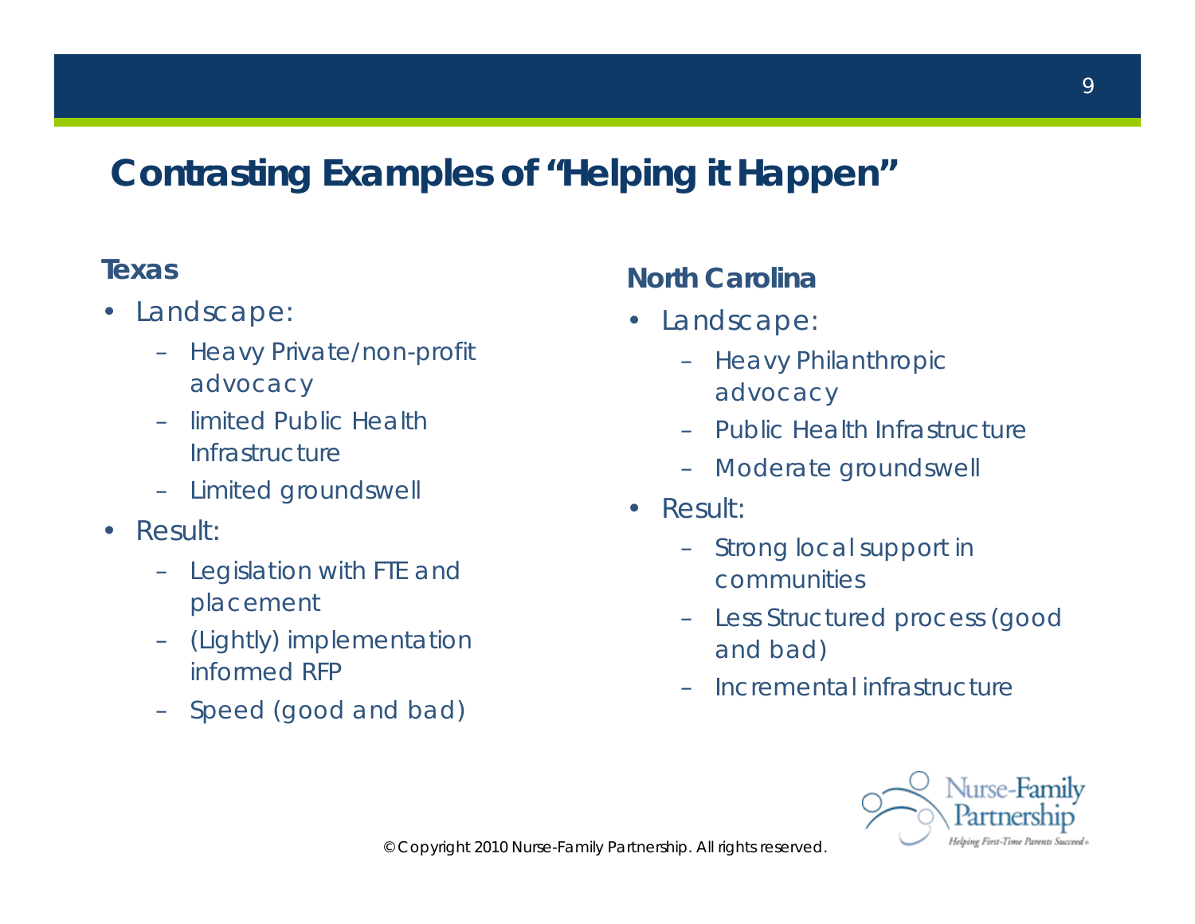# Contrasting Examples of "Helping it Happen"

## Texas

- Landscape:
  - Heavy Private/non-profit advocacy
  - limited Public Health Infrastructure
  - Limited groundswell
- Result:
  - Legislation with FTE and placement
  - (Lightly) implementation informed RFP
  - Speed (good and bad)

## North Carolina

- Landscape:
  - Heavy Philanthropic advocacy
  - Public Health Infrastructure
  - Moderate groundswell
- Result:
  - Strong local support in communities
  - Less Structured process (good and bad)
  - Incremental infrastructure

© Copyright 2010 Nurse-Family Partnership. All rights reserved.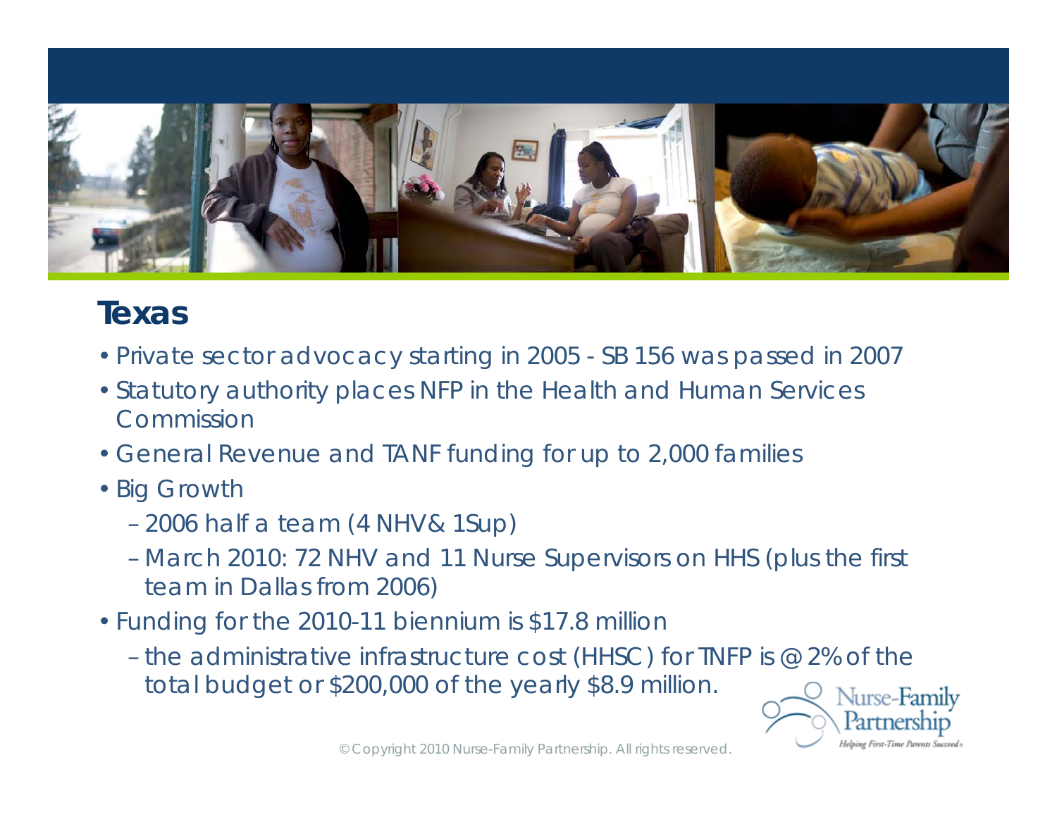## Texas

- Private sector advocacy starting in 2005 - SB 156 was passed in 2007
- Statutory authority places NFP in the Health and Human Services Commission
- General Revenue and TANF funding for up to 2,000 families
- Big Growth
  - 2006 half a team (4 NHV& 1Sup)
  - March 2010: 72 NHV and 11 Nurse Supervisors on HHS (plus the first team in Dallas from 2006)
- Funding for the 2010-11 biennium is $17.8 million
  - the administrative infrastructure cost (HHSC) for TNFP is @ 2% of the total budget or $200,000 of the yearly $8.9 million.

Nurse-Family Partnership
*Helping First-Time Parents Succeed*

© Copyright 2010 Nurse-Family Partnership. All rights reserved.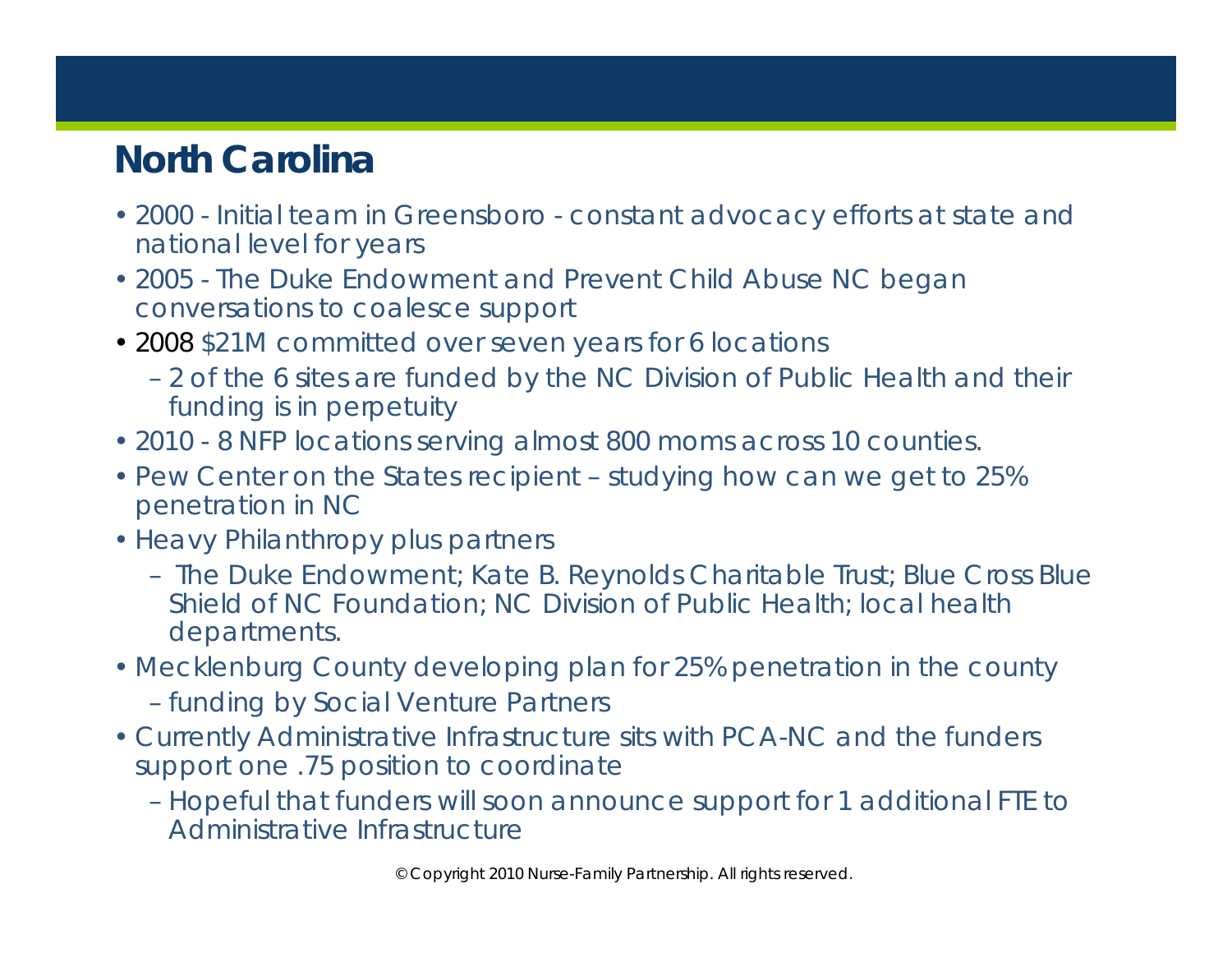# North Carolina

- 2000 - Initial team in Greensboro - constant advocacy efforts at state and national level for years
- 2005 - The Duke Endowment and Prevent Child Abuse NC began conversations to coalesce support
- 2008 $21M committed over seven years for 6 locations
  - 2 of the 6 sites are funded by the NC Division of Public Health and their funding is in perpetuity
- 2010 - 8 NFP locations serving almost 800 moms across 10 counties.
- Pew Center on the States recipient – studying how can we get to 25% penetration in NC
- Heavy Philanthropy plus partners
  - The Duke Endowment; Kate B. Reynolds Charitable Trust; Blue Cross Blue Shield of NC Foundation; NC Division of Public Health; local health departments.
- Mecklenburg County developing plan for 25% penetration in the county
  - funding by Social Venture Partners
- Currently Administrative Infrastructure sits with PCA-NC and the funders support one .75 position to coordinate
  - Hopeful that funders will soon announce support for 1 additional FTE to Administrative Infrastructure

© Copyright 2010 Nurse-Family Partnership. All rights reserved.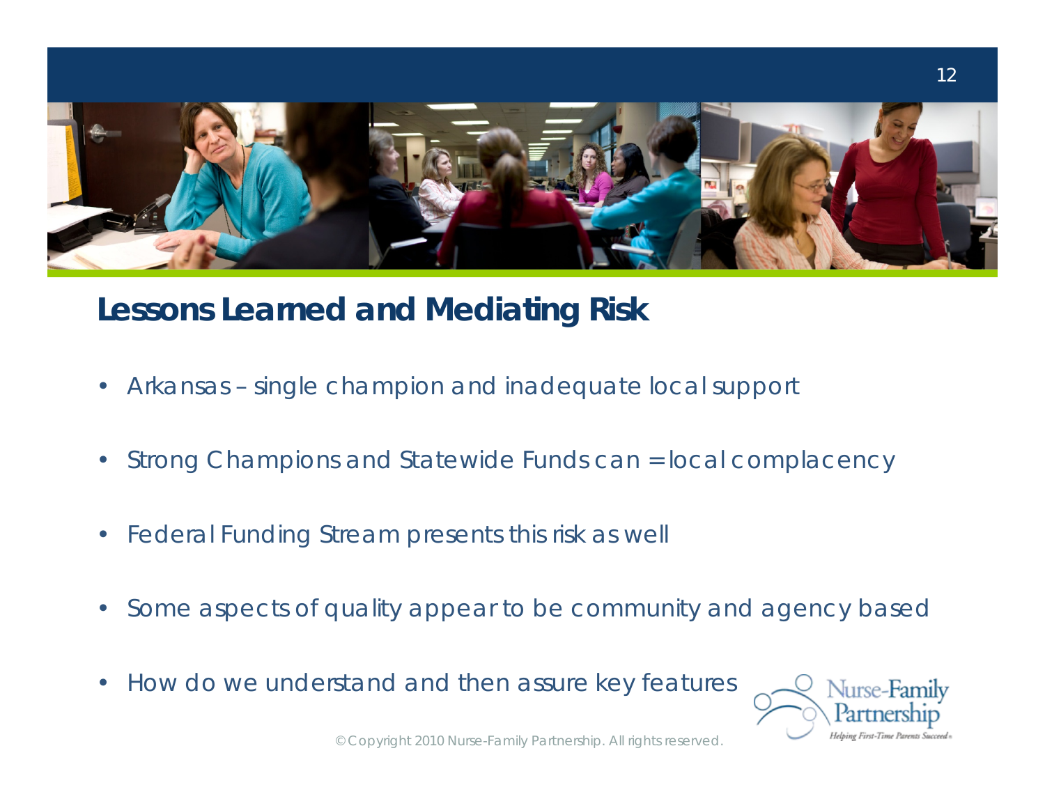## Lessons Learned and Mediating Risk

- Arkansas – single champion and inadequate local support
- Strong Champions and Statewide Funds can = local complacency
- Federal Funding Stream presents this risk as well
- Some aspects of quality appear to be community and agency based
- How do we understand and then assure key features

© Copyright 2010 Nurse-Family Partnership. All rights reserved.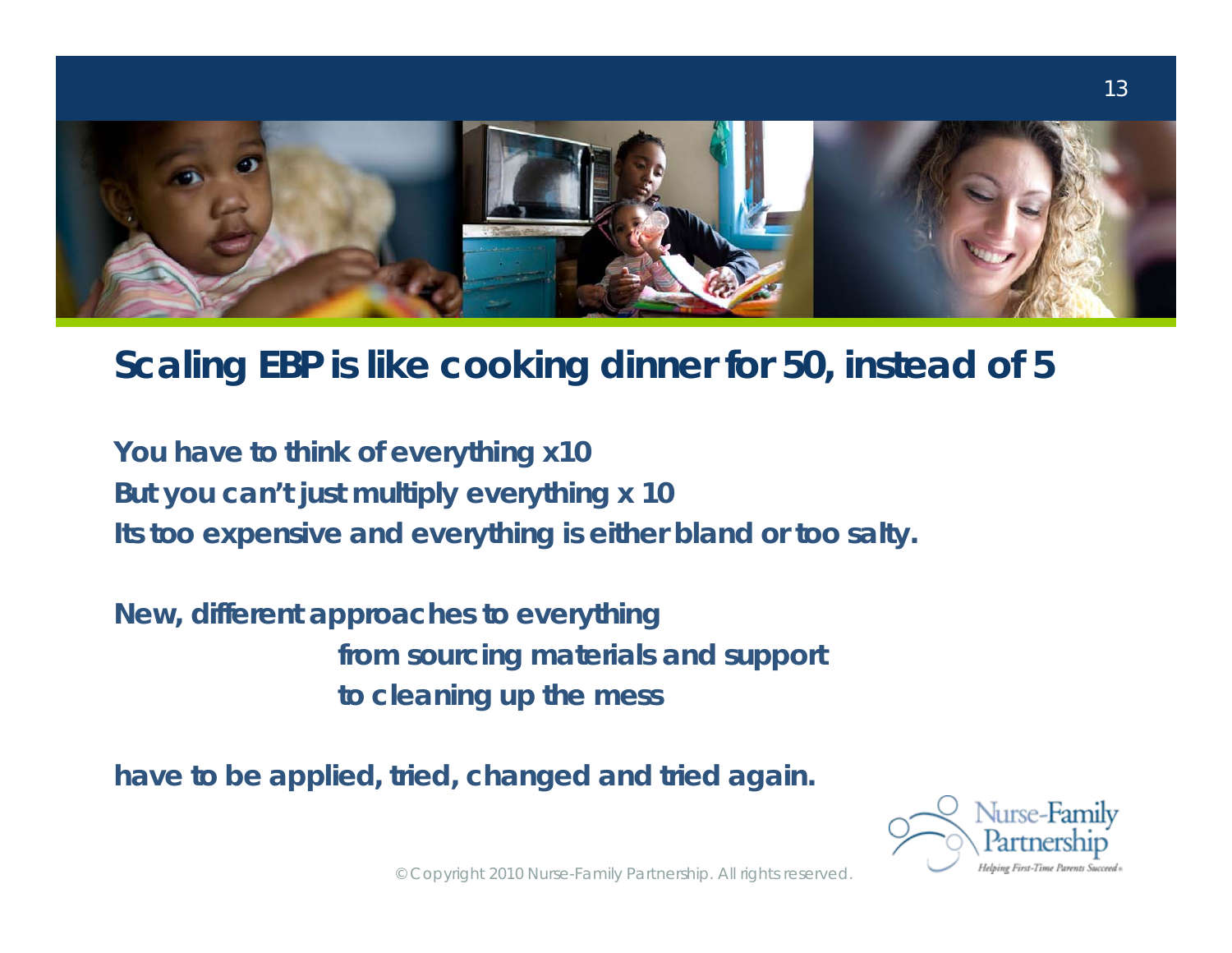## Scaling EBP is like cooking dinner for 50, instead of 5

You have to think of everything x10
But you can't just multiply everything x 10
Its too expensive and everything is either bland or too salty.

New, different approaches to everything
from sourcing materials and support
to cleaning up the mess

have to be applied, tried, changed and tried again.

© Copyright 2010 Nurse-Family Partnership. All rights reserved.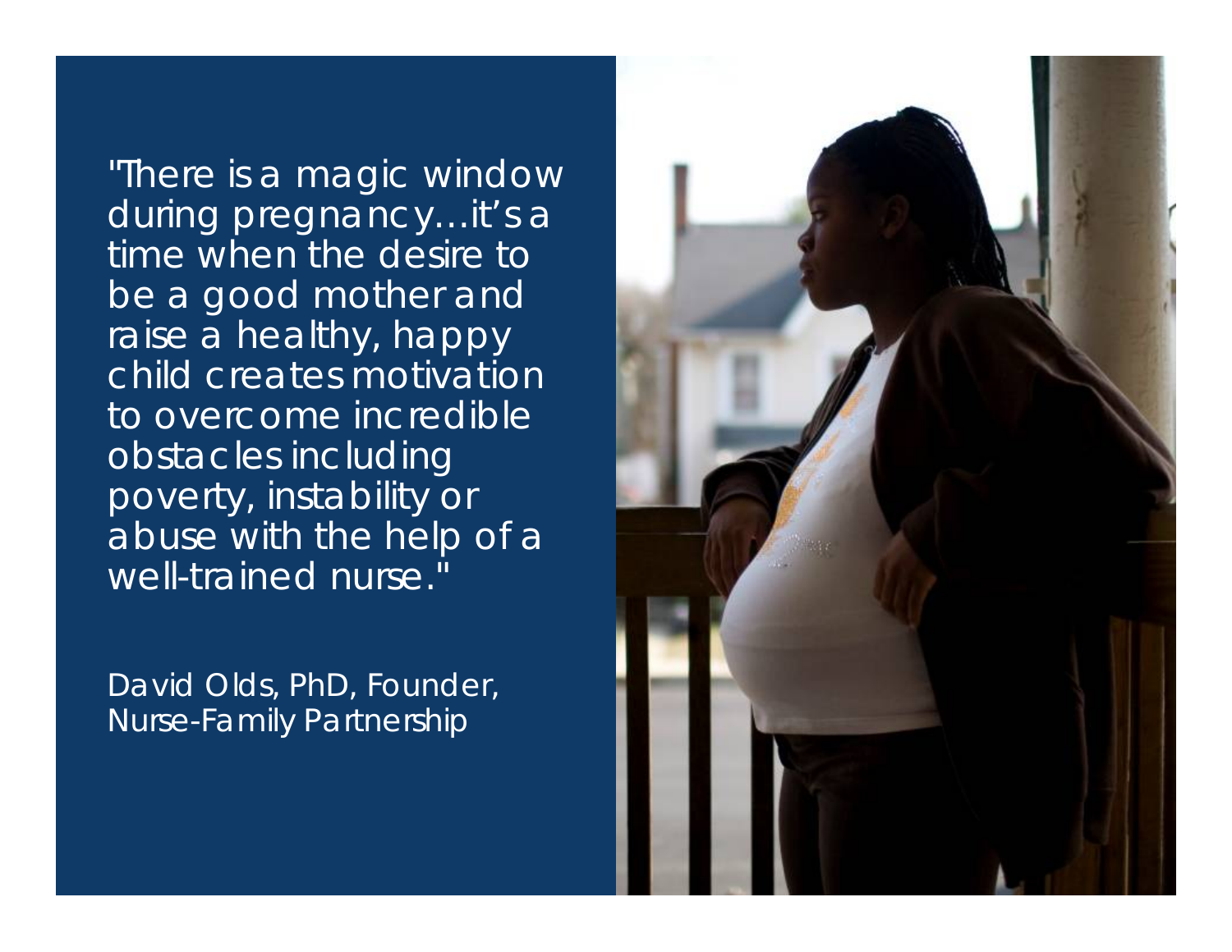"There is a magic window during pregnancy…it's a time when the desire to be a good mother and raise a healthy, happy child creates motivation to overcome incredible obstacles including poverty, instability or abuse with the help of a well-trained nurse."

David Olds, PhD, Founder, Nurse-Family Partnership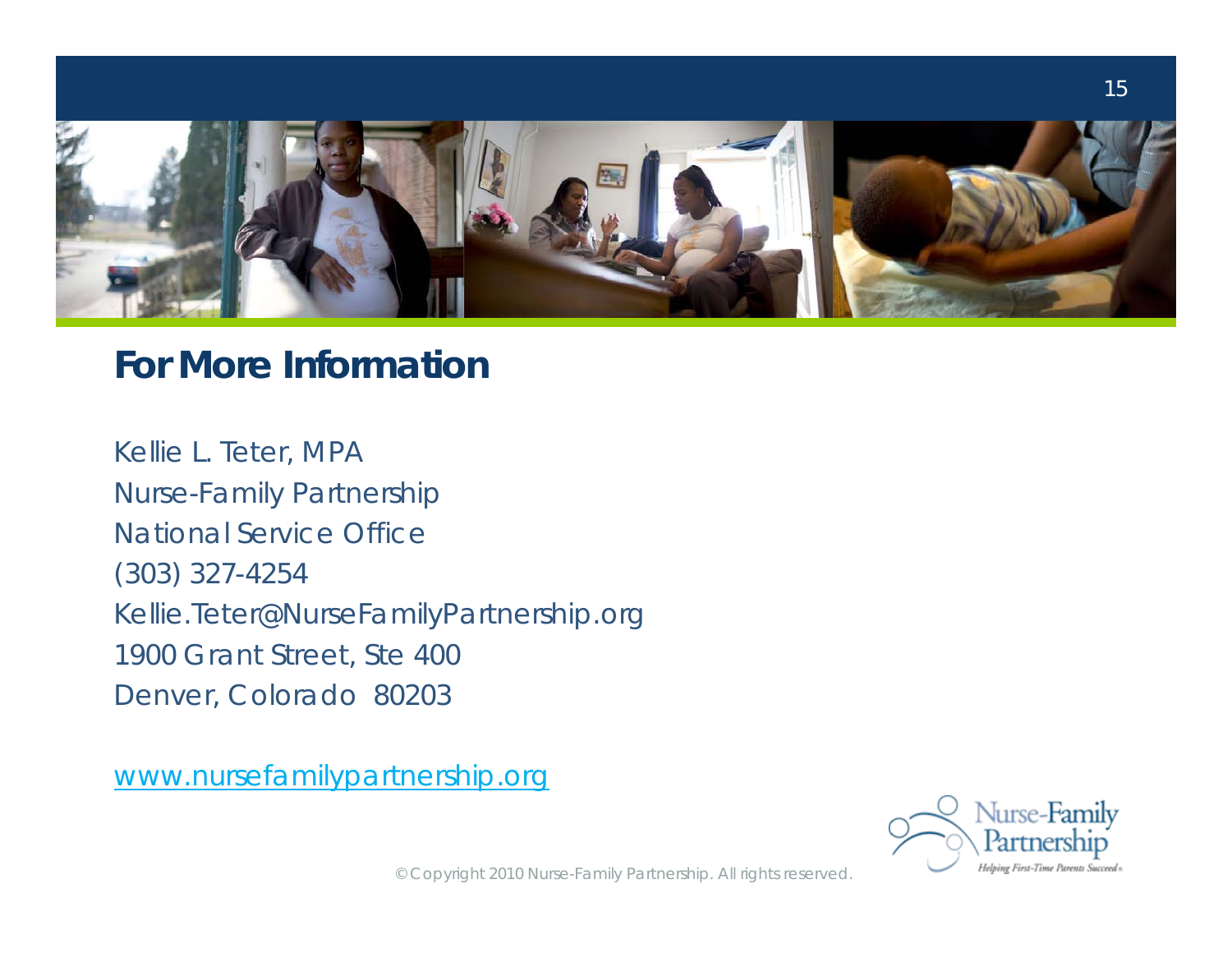## For More Information

Kellie L. Teter, MPA
Nurse-Family Partnership
National Service Office
(303) 327-4254
Kellie.Teter@NurseFamilyPartnership.org
1900 Grant Street, Ste 400
Denver, Colorado 80203

www.nursefamilypartnership.org

© Copyright 2010 Nurse-Family Partnership. All rights reserved.